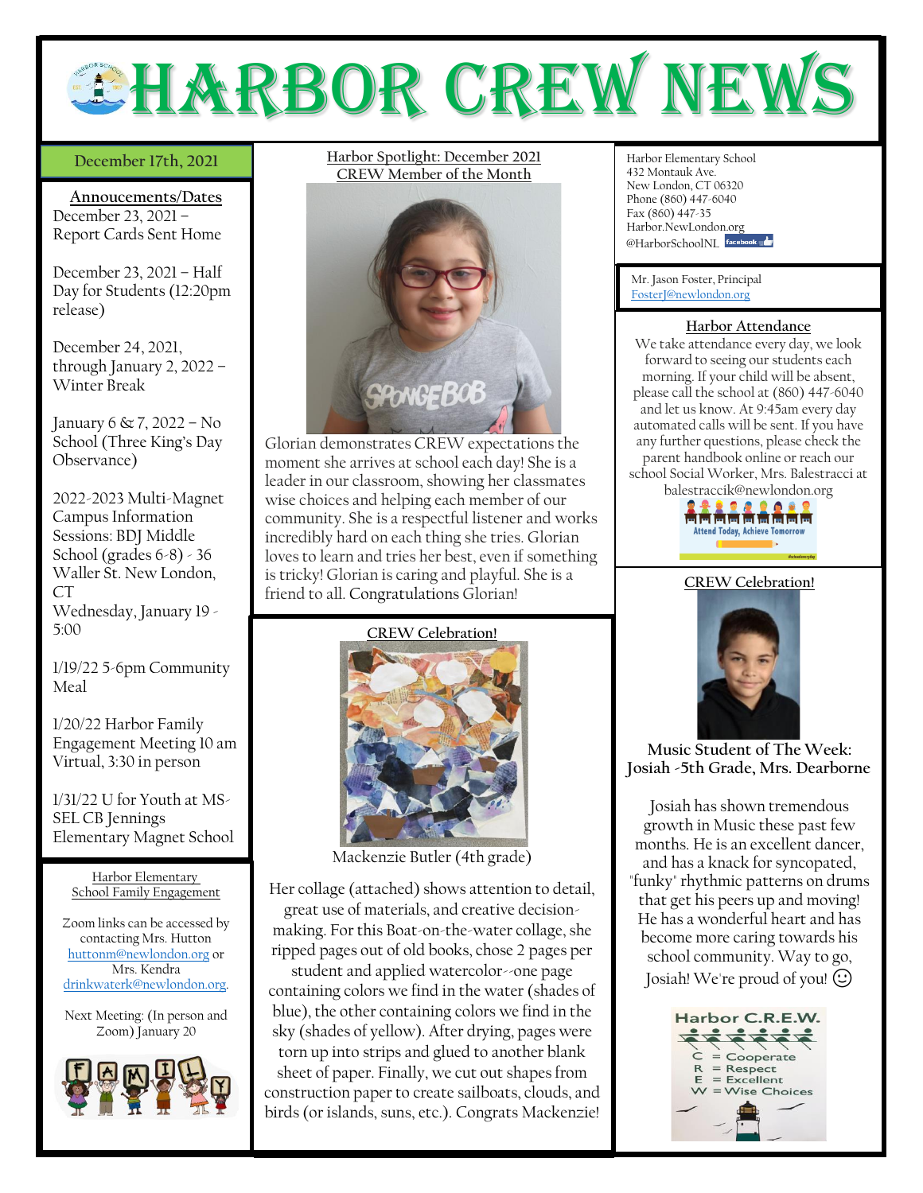# HARBOR CREW NEWS

**December 17th, 2021**

## Annoucements/Dates

December 23, 2021 – Report Cards Sent Home

December 23, 2021 – Half Day for Students (12:20pm release)

December 24, 2021, through January 2, 2022 – Winter Break

January 6 & 7, 2022 – No School (Three King's Day Observance)

2022-2023 Multi-Magnet Campus Information Sessions: BDJ Middle School (grades 6-8) - 36 Waller St. New London, CT
Wednesday, January 19 - 5:00

1/19/22 5-6pm Community Meal

1/20/22 Harbor Family Engagement Meeting 10 am Virtual, 3:30 in person

1/31/22 U for Youth at MS-SEL CB Jennings Elementary Magnet School

### Harbor Elementary School Family Engagement

Zoom links can be accessed by contacting Mrs. Hutton huttonm@newlondon.org or Mrs. Kendra drinkwaterk@newlondon.org.

Next Meeting: (In person and Zoom) January 20

## Harbor Spotlight: December 2021 CREW Member of the Month

Glorian demonstrates CREW expectations the moment she arrives at school each day! She is a leader in our classroom, showing her classmates wise choices and helping each member of our community. She is a respectful listener and works incredibly hard on each thing she tries. Glorian loves to learn and tries her best, even if something is tricky! Glorian is caring and playful. She is a friend to all. Congratulations Glorian!

## CREW Celebration!

Mackenzie Butler (4th grade)

Her collage (attached) shows attention to detail, great use of materials, and creative decision-making. For this Boat-on-the-water collage, she ripped pages out of old books, chose 2 pages per student and applied watercolor--one page containing colors we find in the water (shades of blue), the other containing colors we find in the sky (shades of yellow). After drying, pages were torn up into strips and glued to another blank sheet of paper. Finally, we cut out shapes from construction paper to create sailboats, clouds, and birds (or islands, suns, etc.). Congrats Mackenzie!

Harbor Elementary School
432 Montauk Ave.
New London, CT 06320
Phone (860) 447-6040
Fax (860) 447-35
Harbor.NewLondon.org
@HarborSchoolNL

Mr. Jason Foster, Principal
FosterJ@newlondon.org

## Harbor Attendance

We take attendance every day, we look forward to seeing our students each morning. If your child will be absent, please call the school at (860) 447-6040 and let us know. At 9:45am every day automated calls will be sent. If you have any further questions, please check the parent handbook online or reach our school Social Worker, Mrs. Balestracci at balestraccik@newlondon.org

Attend Today, Achieve Tomorrow

## CREW Celebration!

**Music Student of The Week: Josiah -5th Grade, Mrs. Dearborne**

Josiah has shown tremendous growth in Music these past few months. He is an excellent dancer, and has a knack for syncopated, "funky" rhythmic patterns on drums that get his peers up and moving! He has a wonderful heart and has become more caring towards his school community. Way to go, Josiah! We're proud of you! ☺

**Harbor C.R.E.W.**

C = Cooperate
R = Respect
E = Excellent
W = Wise Choices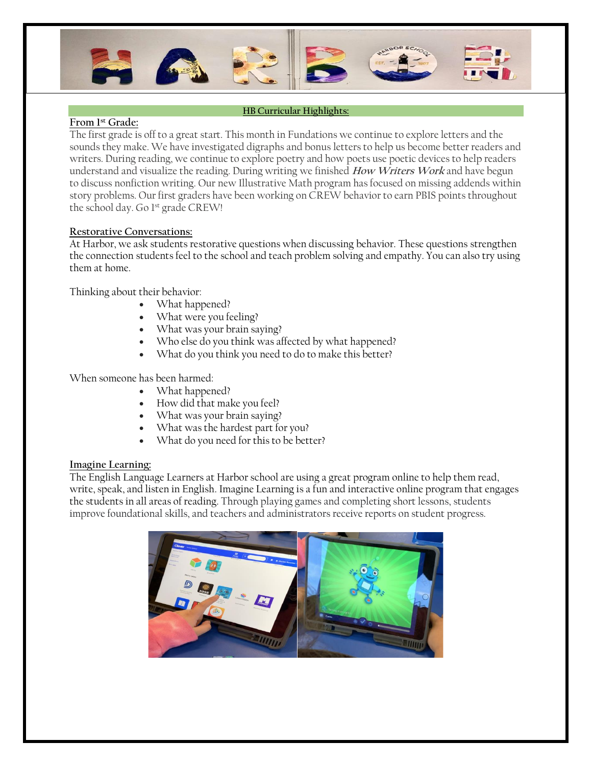## HB Curricular Highlights:

### From 1st Grade:

The first grade is off to a great start. This month in Fundations we continue to explore letters and the sounds they make. We have investigated digraphs and bonus letters to help us become better readers and writers. During reading, we continue to explore poetry and how poets use poetic devices to help readers understand and visualize the reading. During writing we finished ***How Writers Work*** and have begun to discuss nonfiction writing. Our new Illustrative Math program has focused on missing addends within story problems. Our first graders have been working on CREW behavior to earn PBIS points throughout the school day. Go 1st grade CREW!

### Restorative Conversations:

At Harbor, we ask students restorative questions when discussing behavior. These questions strengthen the connection students feel to the school and teach problem solving and empathy. You can also try using them at home.

Thinking about their behavior:

- What happened?
- What were you feeling?
- What was your brain saying?
- Who else do you think was affected by what happened?
- What do you think you need to do to make this better?

When someone has been harmed:

- What happened?
- How did that make you feel?
- What was your brain saying?
- What was the hardest part for you?
- What do you need for this to be better?

### Imagine Learning:

The English Language Learners at Harbor school are using a great program online to help them read, write, speak, and listen in English. Imagine Learning is a fun and interactive online program that engages the students in all areas of reading. Through playing games and completing short lessons, students improve foundational skills, and teachers and administrators receive reports on student progress.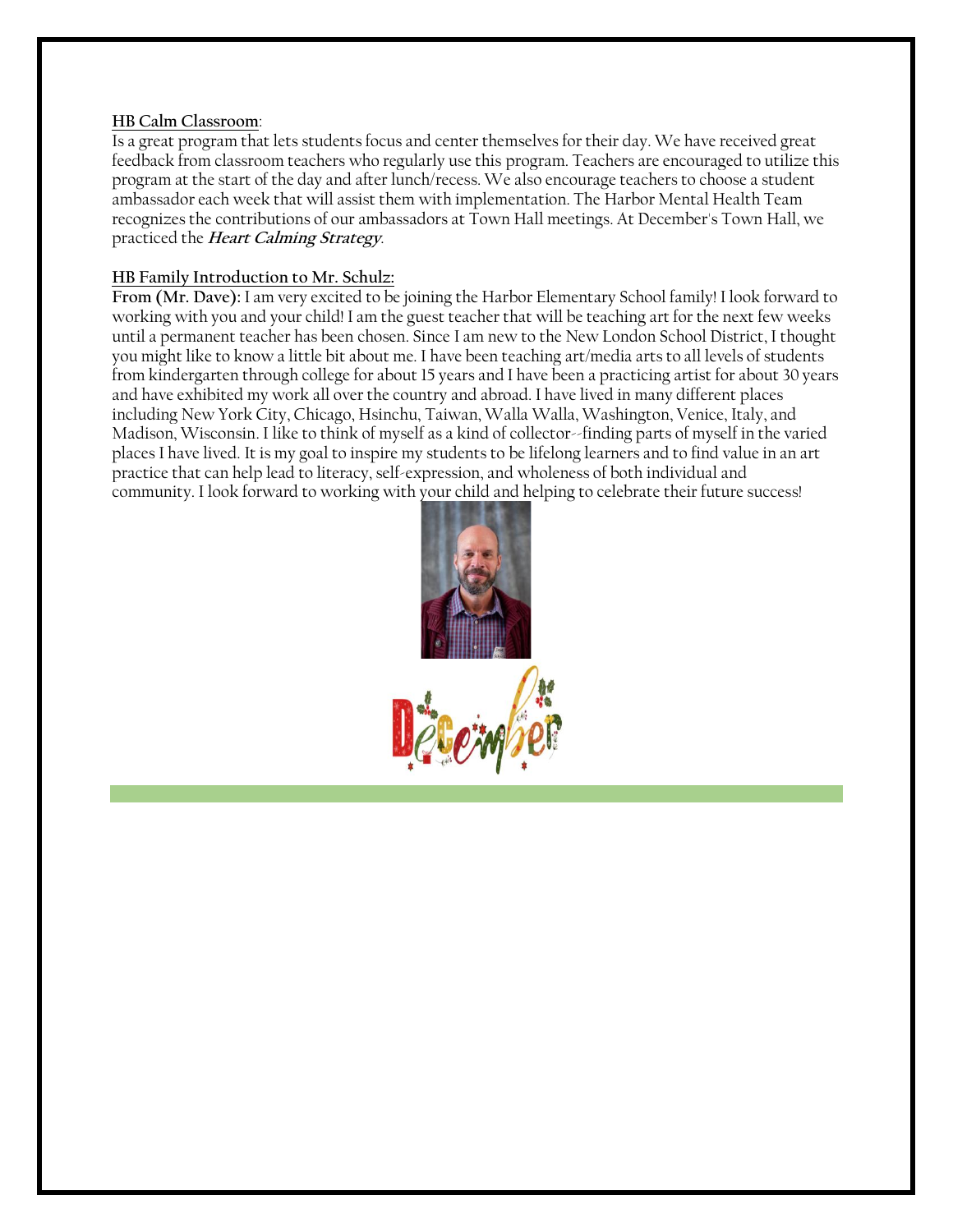<u>**HB Calm Classroom**</u>:
Is a great program that lets students focus and center themselves for their day. We have received great feedback from classroom teachers who regularly use this program. Teachers are encouraged to utilize this program at the start of the day and after lunch/recess. We also encourage teachers to choose a student ambassador each week that will assist them with implementation. The Harbor Mental Health Team recognizes the contributions of our ambassadors at Town Hall meetings. At December's Town Hall, we practiced the ***Heart Calming Strategy***.

<u>**HB Family Introduction to Mr. Schulz:**</u>
**From (Mr. Dave):** I am very excited to be joining the Harbor Elementary School family! I look forward to working with you and your child! I am the guest teacher that will be teaching art for the next few weeks until a permanent teacher has been chosen. Since I am new to the New London School District, I thought you might like to know a little bit about me. I have been teaching art/media arts to all levels of students from kindergarten through college for about 15 years and I have been a practicing artist for about 30 years and have exhibited my work all over the country and abroad. I have lived in many different places including New York City, Chicago, Hsinchu, Taiwan, Walla Walla, Washington, Venice, Italy, and Madison, Wisconsin. I like to think of myself as a kind of collector--finding parts of myself in the varied places I have lived. It is my goal to inspire my students to be lifelong learners and to find value in an art practice that can help lead to literacy, self-expression, and wholeness of both individual and community. I look forward to working with your child and helping to celebrate their future success!

December